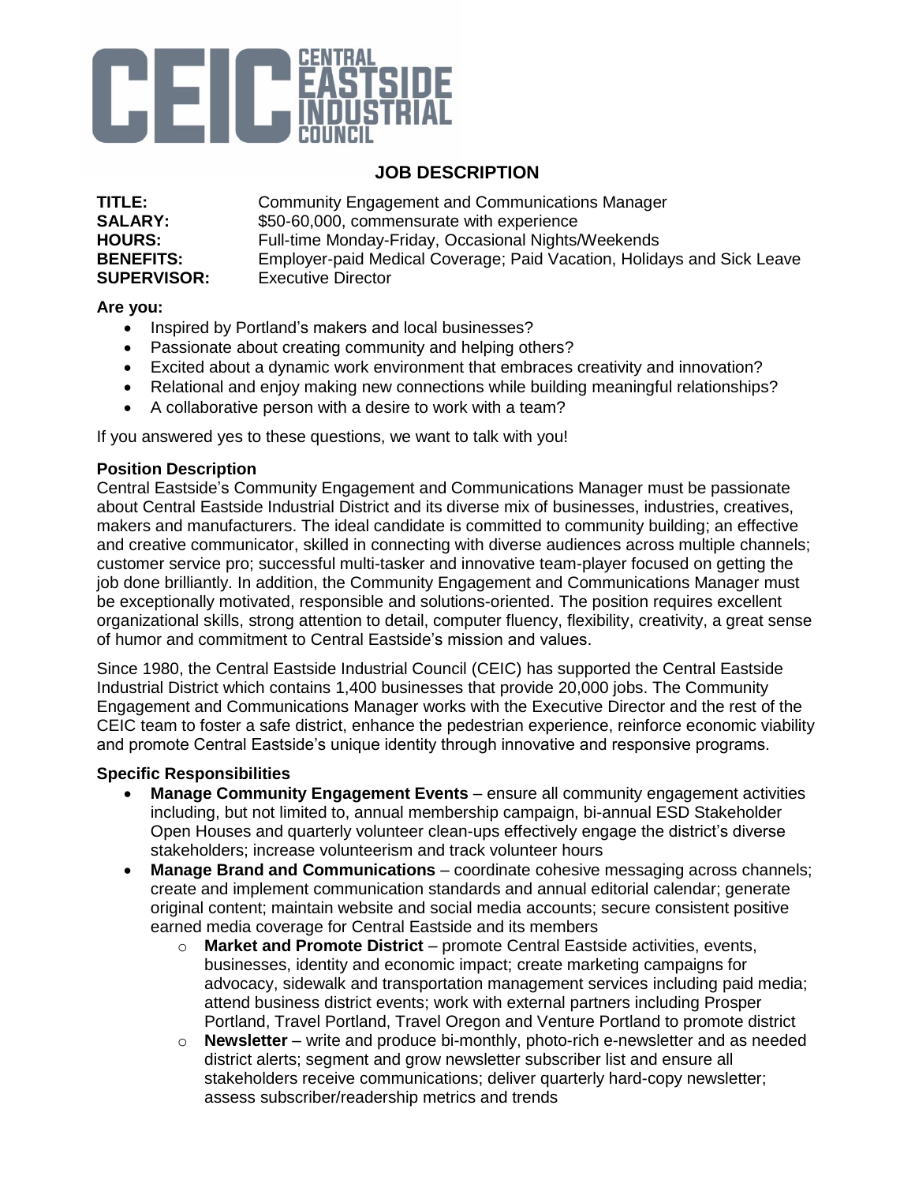CEIC CENTRAL EASTSIDE INDUSTRIAL COUNCIL

# JOB DESCRIPTION

**TITLE:** Community Engagement and Communications Manager
**SALARY:** $50-60,000, commensurate with experience
**HOURS:** Full-time Monday-Friday, Occasional Nights/Weekends
**BENEFITS:** Employer-paid Medical Coverage; Paid Vacation, Holidays and Sick Leave
**SUPERVISOR:** Executive Director

**Are you:**

- Inspired by Portland's makers and local businesses?
- Passionate about creating community and helping others?
- Excited about a dynamic work environment that embraces creativity and innovation?
- Relational and enjoy making new connections while building meaningful relationships?
- A collaborative person with a desire to work with a team?

If you answered yes to these questions, we want to talk with you!

**Position Description**

Central Eastside's Community Engagement and Communications Manager must be passionate about Central Eastside Industrial District and its diverse mix of businesses, industries, creatives, makers and manufacturers. The ideal candidate is committed to community building; an effective and creative communicator, skilled in connecting with diverse audiences across multiple channels; customer service pro; successful multi-tasker and innovative team-player focused on getting the job done brilliantly. In addition, the Community Engagement and Communications Manager must be exceptionally motivated, responsible and solutions-oriented. The position requires excellent organizational skills, strong attention to detail, computer fluency, flexibility, creativity, a great sense of humor and commitment to Central Eastside's mission and values.

Since 1980, the Central Eastside Industrial Council (CEIC) has supported the Central Eastside Industrial District which contains 1,400 businesses that provide 20,000 jobs. The Community Engagement and Communications Manager works with the Executive Director and the rest of the CEIC team to foster a safe district, enhance the pedestrian experience, reinforce economic viability and promote Central Eastside's unique identity through innovative and responsive programs.

**Specific Responsibilities**

- **Manage Community Engagement Events** – ensure all community engagement activities including, but not limited to, annual membership campaign, bi-annual ESD Stakeholder Open Houses and quarterly volunteer clean-ups effectively engage the district's diverse stakeholders; increase volunteerism and track volunteer hours
- **Manage Brand and Communications** – coordinate cohesive messaging across channels; create and implement communication standards and annual editorial calendar; generate original content; maintain website and social media accounts; secure consistent positive earned media coverage for Central Eastside and its members
    - **Market and Promote District** – promote Central Eastside activities, events, businesses, identity and economic impact; create marketing campaigns for advocacy, sidewalk and transportation management services including paid media; attend business district events; work with external partners including Prosper Portland, Travel Portland, Travel Oregon and Venture Portland to promote district
    - **Newsletter** – write and produce bi-monthly, photo-rich e-newsletter and as needed district alerts; segment and grow newsletter subscriber list and ensure all stakeholders receive communications; deliver quarterly hard-copy newsletter; assess subscriber/readership metrics and trends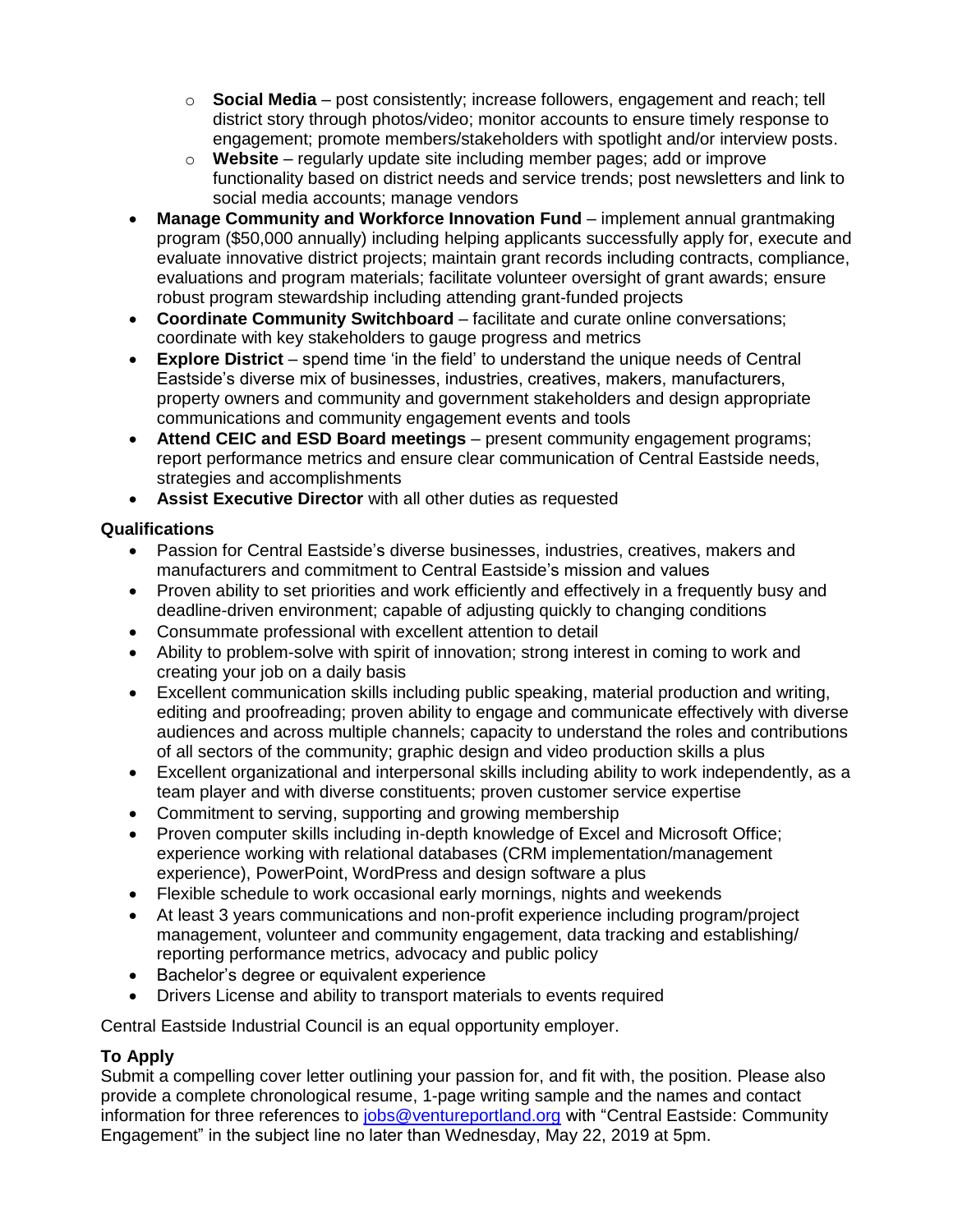- **Social Media** – post consistently; increase followers, engagement and reach; tell district story through photos/video; monitor accounts to ensure timely response to engagement; promote members/stakeholders with spotlight and/or interview posts.
  - **Website** – regularly update site including member pages; add or improve functionality based on district needs and service trends; post newsletters and link to social media accounts; manage vendors
- **Manage Community and Workforce Innovation Fund** – implement annual grantmaking program ($50,000 annually) including helping applicants successfully apply for, execute and evaluate innovative district projects; maintain grant records including contracts, compliance, evaluations and program materials; facilitate volunteer oversight of grant awards; ensure robust program stewardship including attending grant-funded projects
- **Coordinate Community Switchboard** – facilitate and curate online conversations; coordinate with key stakeholders to gauge progress and metrics
- **Explore District** – spend time 'in the field' to understand the unique needs of Central Eastside's diverse mix of businesses, industries, creatives, makers, manufacturers, property owners and community and government stakeholders and design appropriate communications and community engagement events and tools
- **Attend CEIC and ESD Board meetings** – present community engagement programs; report performance metrics and ensure clear communication of Central Eastside needs, strategies and accomplishments
- **Assist Executive Director** with all other duties as requested

**Qualifications**

- Passion for Central Eastside's diverse businesses, industries, creatives, makers and manufacturers and commitment to Central Eastside's mission and values
- Proven ability to set priorities and work efficiently and effectively in a frequently busy and deadline-driven environment; capable of adjusting quickly to changing conditions
- Consummate professional with excellent attention to detail
- Ability to problem-solve with spirit of innovation; strong interest in coming to work and creating your job on a daily basis
- Excellent communication skills including public speaking, material production and writing, editing and proofreading; proven ability to engage and communicate effectively with diverse audiences and across multiple channels; capacity to understand the roles and contributions of all sectors of the community; graphic design and video production skills a plus
- Excellent organizational and interpersonal skills including ability to work independently, as a team player and with diverse constituents; proven customer service expertise
- Commitment to serving, supporting and growing membership
- Proven computer skills including in-depth knowledge of Excel and Microsoft Office; experience working with relational databases (CRM implementation/management experience), PowerPoint, WordPress and design software a plus
- Flexible schedule to work occasional early mornings, nights and weekends
- At least 3 years communications and non-profit experience including program/project management, volunteer and community engagement, data tracking and establishing/ reporting performance metrics, advocacy and public policy
- Bachelor's degree or equivalent experience
- Drivers License and ability to transport materials to events required

Central Eastside Industrial Council is an equal opportunity employer.

**To Apply**

Submit a compelling cover letter outlining your passion for, and fit with, the position. Please also provide a complete chronological resume, 1-page writing sample and the names and contact information for three references to jobs@ventureportland.org with "Central Eastside: Community Engagement" in the subject line no later than Wednesday, May 22, 2019 at 5pm.